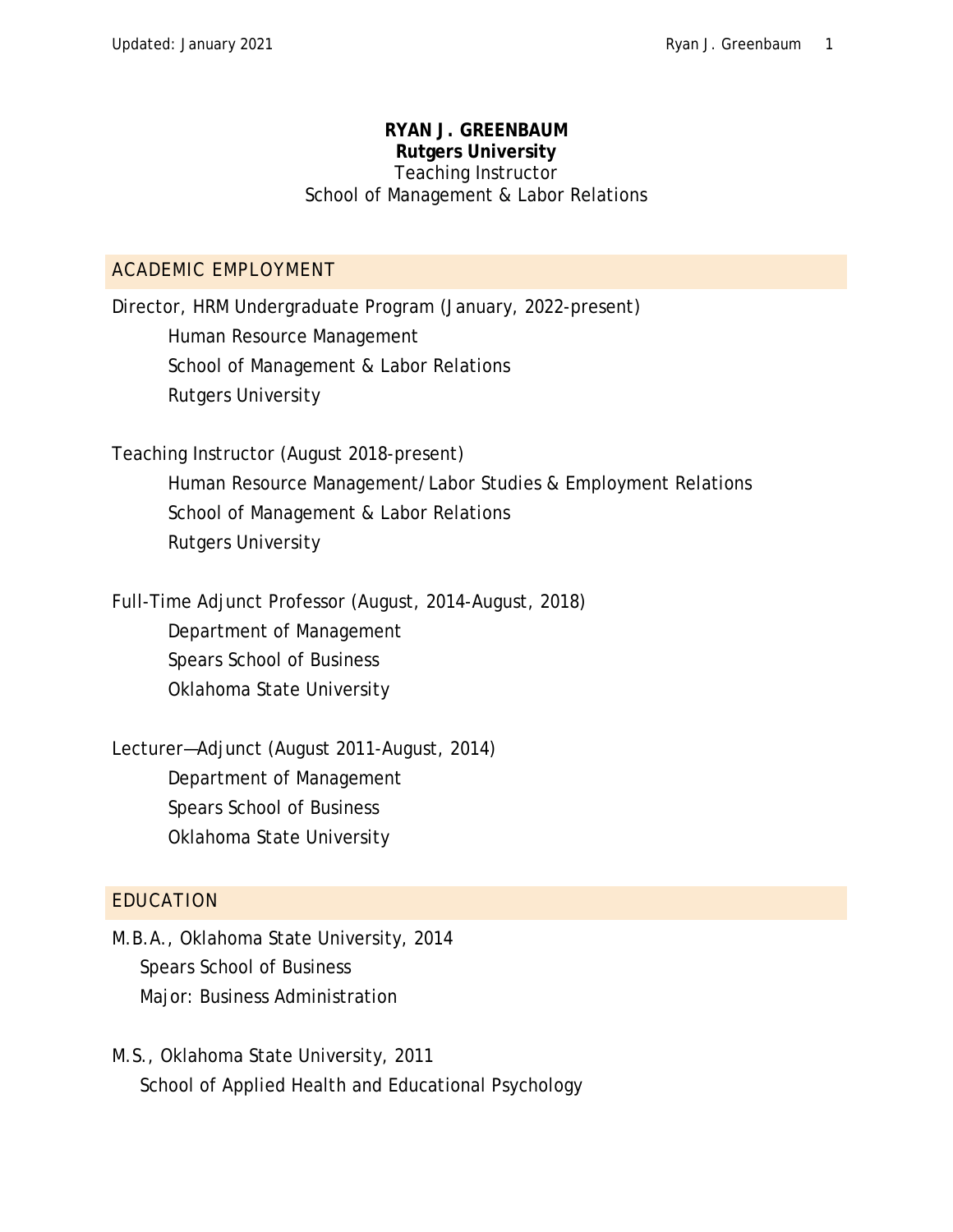# RYAN J. GREENBAUM

**Rutgers University**

Teaching Instructor

School of Management & Labor Relations

## ACADEMIC EMPLOYMENT

Director, HRM Undergraduate Program (January, 2022-present)

    Human Resource Management
    School of Management & Labor Relations
    Rutgers University

Teaching Instructor (August 2018-present)

    Human Resource Management/Labor Studies & Employment Relations
    School of Management & Labor Relations
    Rutgers University

Full-Time Adjunct Professor (August, 2014-August, 2018)

    Department of Management
    Spears School of Business
    Oklahoma State University

Lecturer—Adjunct (August 2011-August, 2014)

    Department of Management
    Spears School of Business
    Oklahoma State University

## EDUCATION

M.B.A., Oklahoma State University, 2014

    Spears School of Business
    Major: Business Administration

M.S., Oklahoma State University, 2011

    School of Applied Health and Educational Psychology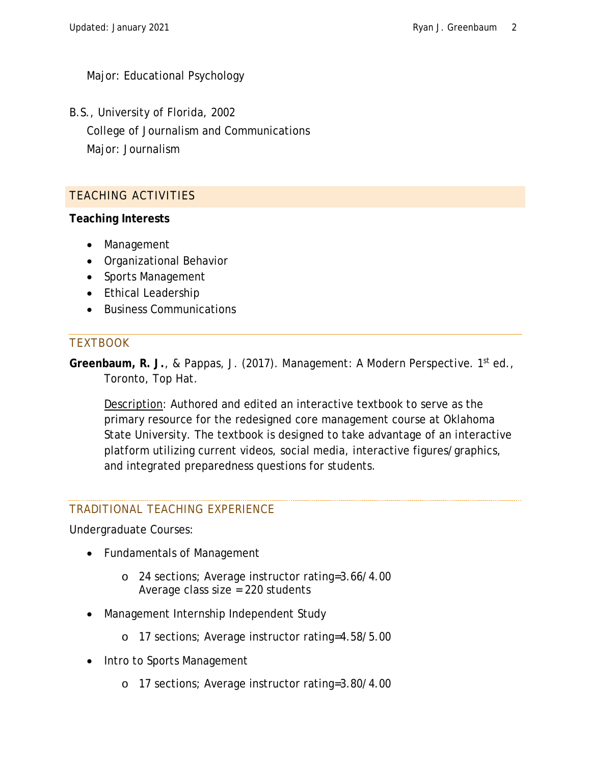Major: Educational Psychology

B.S., University of Florida, 2002
College of Journalism and Communications
Major: Journalism

## TEACHING ACTIVITIES

**Teaching Interests**

- Management
- Organizational Behavior
- Sports Management
- Ethical Leadership
- Business Communications

### TEXTBOOK

**Greenbaum, R. J.**, & Pappas, J. (2017). Management: A Modern Perspective. 1st ed., Toronto, Top Hat.

Description: Authored and edited an interactive textbook to serve as the primary resource for the redesigned core management course at Oklahoma State University. The textbook is designed to take advantage of an interactive platform utilizing current videos, social media, interactive figures/graphics, and integrated preparedness questions for students.

### TRADITIONAL TEACHING EXPERIENCE

Undergraduate Courses:

- Fundamentals of Management
  - 24 sections; Average instructor rating=3.66/4.00
    Average class size = 220 students
- Management Internship Independent Study
  - 17 sections; Average instructor rating=4.58/5.00
- Intro to Sports Management
  - 17 sections; Average instructor rating=3.80/4.00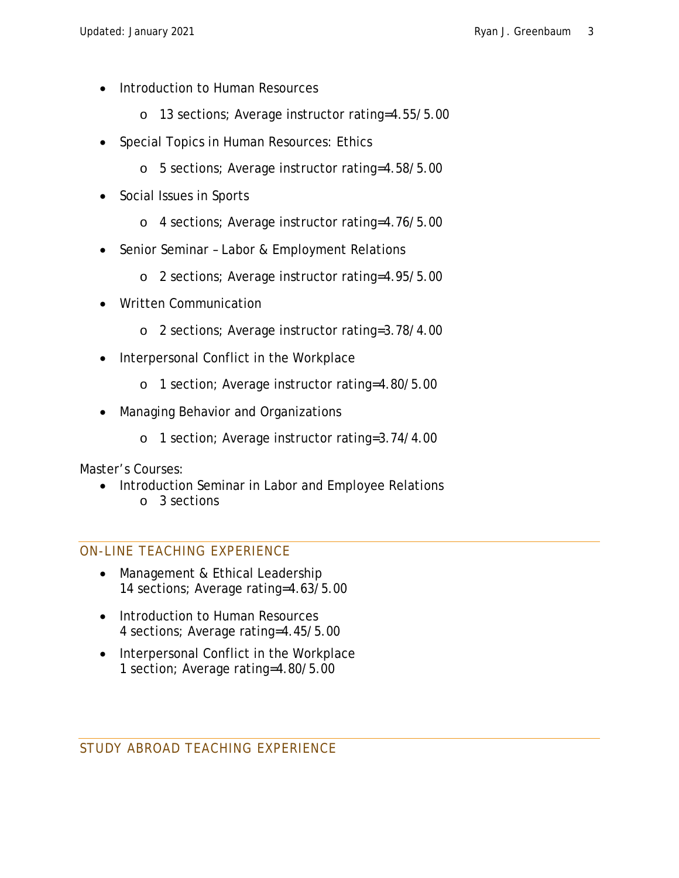- Introduction to Human Resources
  - 13 sections; Average instructor rating=4.55/5.00
- Special Topics in Human Resources: Ethics
  - 5 sections; Average instructor rating=4.58/5.00
- Social Issues in Sports
  - 4 sections; Average instructor rating=4.76/5.00
- Senior Seminar – Labor & Employment Relations
  - 2 sections; Average instructor rating=4.95/5.00
- Written Communication
  - 2 sections; Average instructor rating=3.78/4.00
- Interpersonal Conflict in the Workplace
  - 1 section; Average instructor rating=4.80/5.00
- Managing Behavior and Organizations
  - 1 section; Average instructor rating=3.74/4.00

Master's Courses:

- Introduction Seminar in Labor and Employee Relations
  - 3 sections

## ON-LINE TEACHING EXPERIENCE

- Management & Ethical Leadership
  14 sections; Average rating=4.63/5.00
- Introduction to Human Resources
  4 sections; Average rating=4.45/5.00
- Interpersonal Conflict in the Workplace
  1 section; Average rating=4.80/5.00

## STUDY ABROAD TEACHING EXPERIENCE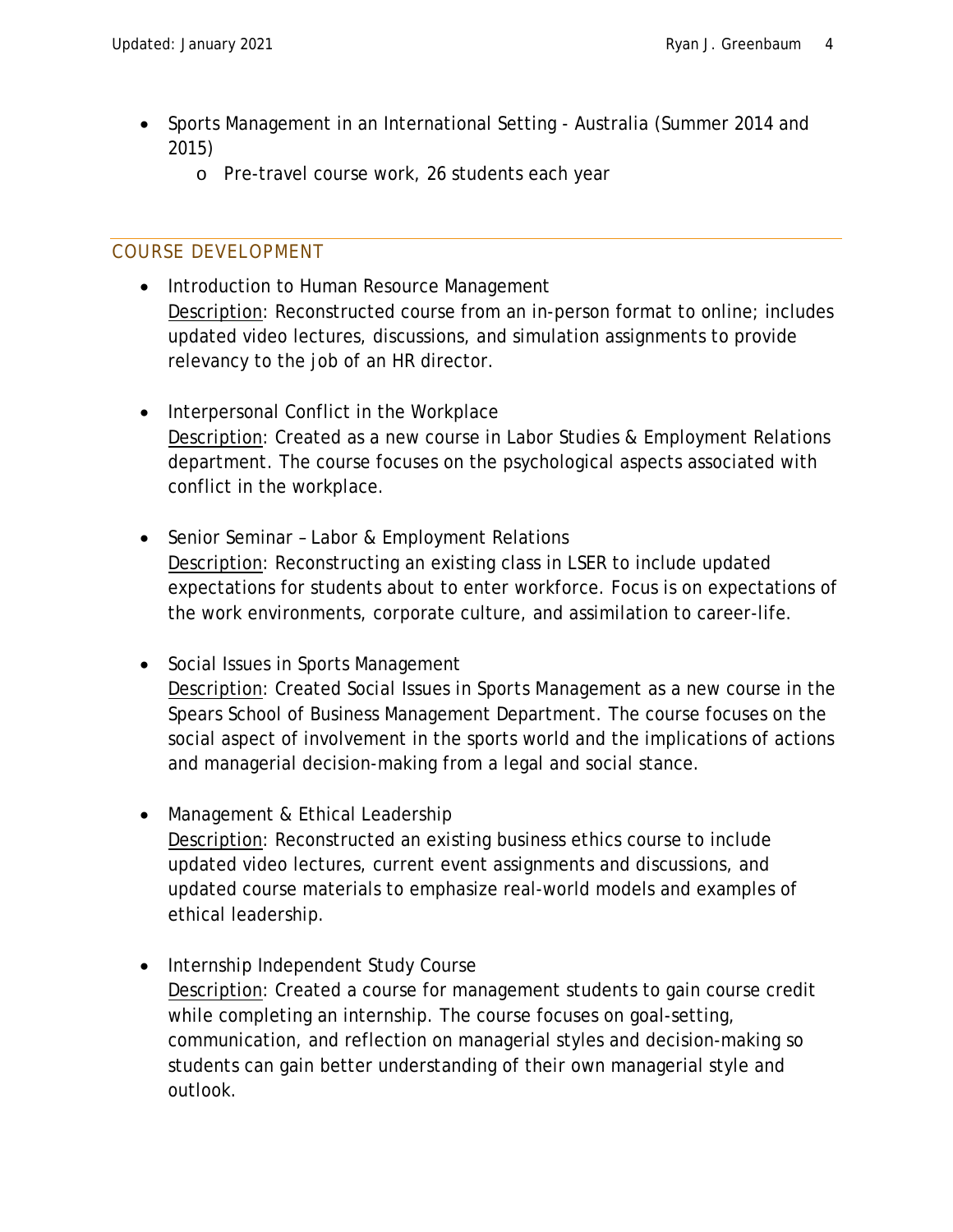- Sports Management in an International Setting - Australia (Summer 2014 and 2015)
    - Pre-travel course work, 26 students each year

## COURSE DEVELOPMENT

- Introduction to Human Resource Management
  Description: Reconstructed course from an in-person format to online; includes updated video lectures, discussions, and simulation assignments to provide relevancy to the job of an HR director.

- Interpersonal Conflict in the Workplace
  Description: Created as a new course in Labor Studies & Employment Relations department. The course focuses on the psychological aspects associated with conflict in the workplace.

- Senior Seminar – Labor & Employment Relations
  Description: Reconstructing an existing class in LSER to include updated expectations for students about to enter workforce. Focus is on expectations of the work environments, corporate culture, and assimilation to career-life.

- Social Issues in Sports Management
  Description: Created Social Issues in Sports Management as a new course in the Spears School of Business Management Department. The course focuses on the social aspect of involvement in the sports world and the implications of actions and managerial decision-making from a legal and social stance.

- Management & Ethical Leadership
  Description: Reconstructed an existing business ethics course to include updated video lectures, current event assignments and discussions, and updated course materials to emphasize real-world models and examples of ethical leadership.

- Internship Independent Study Course
  Description: Created a course for management students to gain course credit while completing an internship. The course focuses on goal-setting, communication, and reflection on managerial styles and decision-making so students can gain better understanding of their own managerial style and outlook.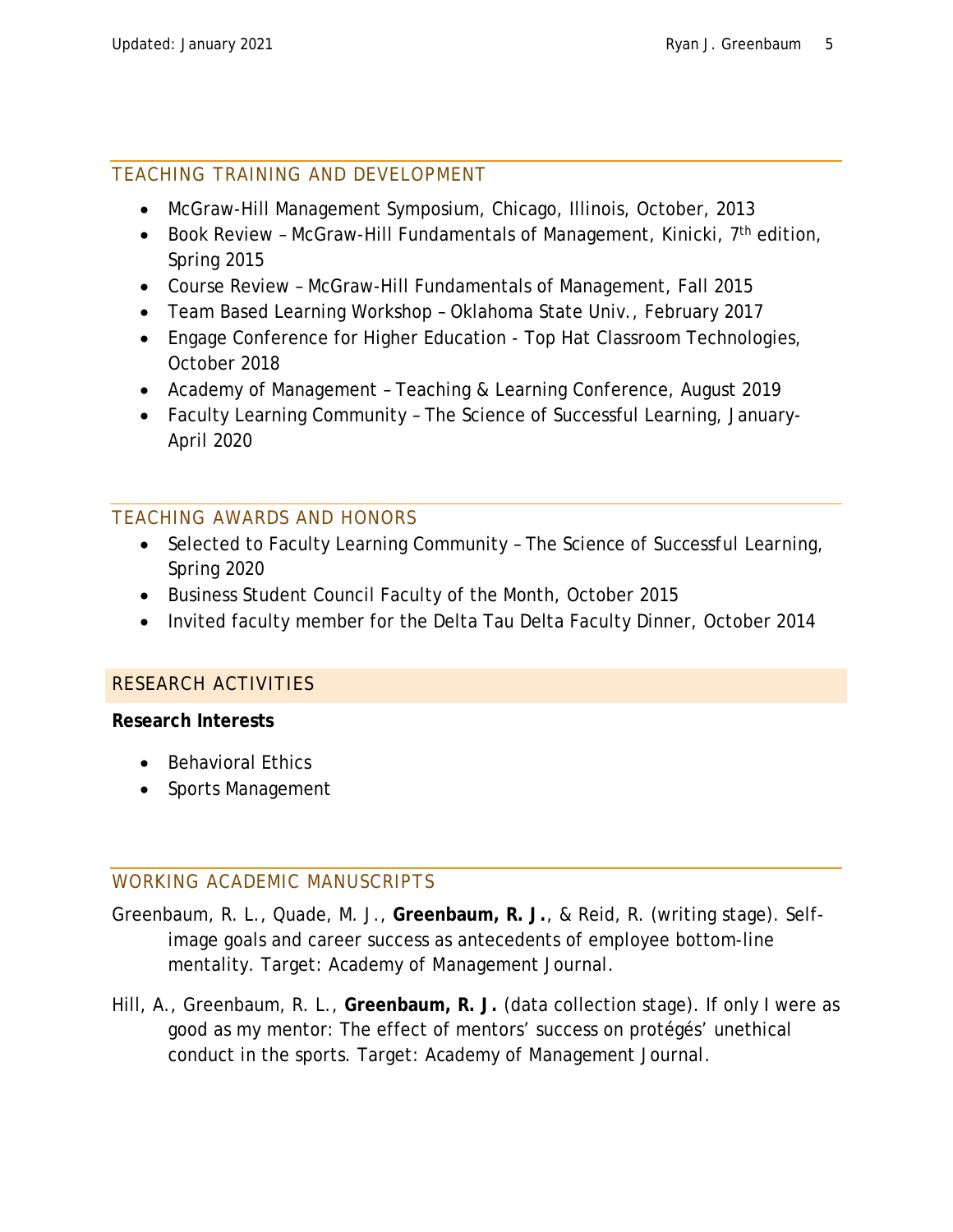## TEACHING TRAINING AND DEVELOPMENT

- McGraw-Hill Management Symposium, Chicago, Illinois, October, 2013
- Book Review – McGraw-Hill Fundamentals of Management, Kinicki, 7th edition, Spring 2015
- Course Review – McGraw-Hill Fundamentals of Management, Fall 2015
- Team Based Learning Workshop – Oklahoma State Univ., February 2017
- Engage Conference for Higher Education - Top Hat Classroom Technologies, October 2018
- Academy of Management – Teaching & Learning Conference, August 2019
- Faculty Learning Community – The Science of Successful Learning, January-April 2020

## TEACHING AWARDS AND HONORS

- Selected to Faculty Learning Community – The Science of Successful Learning, Spring 2020
- Business Student Council Faculty of the Month, October 2015
- Invited faculty member for the Delta Tau Delta Faculty Dinner, October 2014

## RESEARCH ACTIVITIES

**Research Interests**

- Behavioral Ethics
- Sports Management

## WORKING ACADEMIC MANUSCRIPTS

Greenbaum, R. L., Quade, M. J., **Greenbaum, R. J.**, & Reid, R. (writing stage). Self-image goals and career success as antecedents of employee bottom-line mentality. Target: Academy of Management Journal.

Hill, A., Greenbaum, R. L., **Greenbaum, R. J.** (data collection stage). If only I were as good as my mentor: The effect of mentors' success on protégés' unethical conduct in the sports. Target: Academy of Management Journal.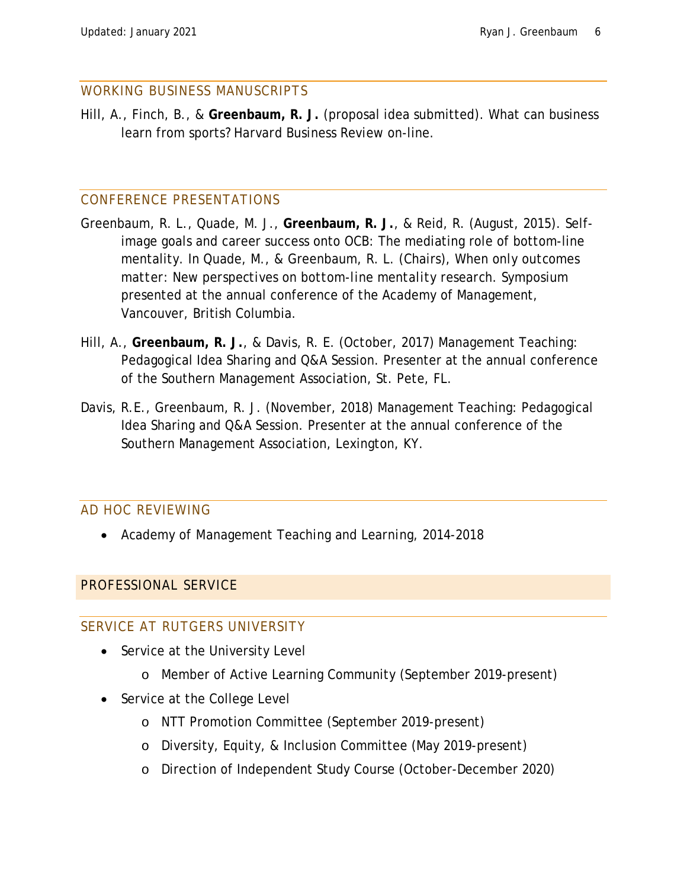## WORKING BUSINESS MANUSCRIPTS

Hill, A., Finch, B., & **Greenbaum, R. J.** (proposal idea submitted). What can business learn from sports? Harvard Business Review on-line.

## CONFERENCE PRESENTATIONS

Greenbaum, R. L., Quade, M. J., **Greenbaum, R. J.**, & Reid, R. (August, 2015). Self-image goals and career success onto OCB: The mediating role of bottom-line mentality. In Quade, M., & Greenbaum, R. L. (Chairs), When only outcomes matter: New perspectives on bottom-line mentality research. Symposium presented at the annual conference of the Academy of Management, Vancouver, British Columbia.

Hill, A., **Greenbaum, R. J.**, & Davis, R. E. (October, 2017) Management Teaching: Pedagogical Idea Sharing and Q&A Session. Presenter at the annual conference of the Southern Management Association, St. Pete, FL.

Davis, R.E., Greenbaum, R. J. (November, 2018) Management Teaching: Pedagogical Idea Sharing and Q&A Session. Presenter at the annual conference of the Southern Management Association, Lexington, KY.

## AD HOC REVIEWING

- Academy of Management Teaching and Learning, 2014-2018

# PROFESSIONAL SERVICE

## SERVICE AT RUTGERS UNIVERSITY

- Service at the University Level
  - Member of Active Learning Community (September 2019-present)
- Service at the College Level
  - NTT Promotion Committee (September 2019-present)
  - Diversity, Equity, & Inclusion Committee (May 2019-present)
  - Direction of Independent Study Course (October-December 2020)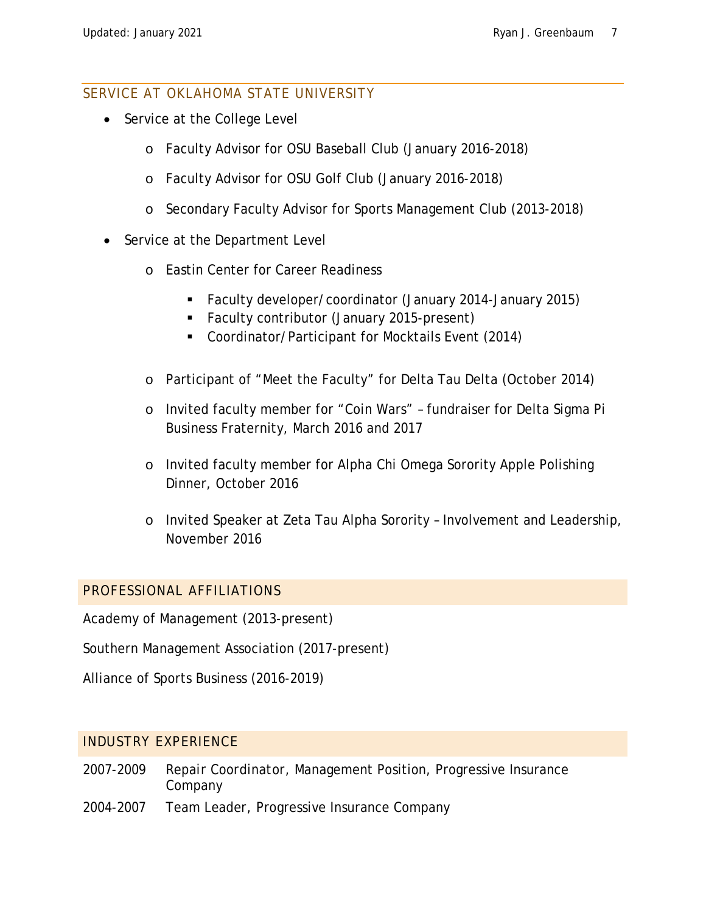## SERVICE AT OKLAHOMA STATE UNIVERSITY

- Service at the College Level
  - Faculty Advisor for OSU Baseball Club (January 2016-2018)
  - Faculty Advisor for OSU Golf Club (January 2016-2018)
  - Secondary Faculty Advisor for Sports Management Club (2013-2018)
- Service at the Department Level
  - Eastin Center for Career Readiness
    - Faculty developer/coordinator (January 2014-January 2015)
    - Faculty contributor (January 2015-present)
    - Coordinator/Participant for Mocktails Event (2014)
  - Participant of "Meet the Faculty" for Delta Tau Delta (October 2014)
  - Invited faculty member for "Coin Wars" – fundraiser for Delta Sigma Pi Business Fraternity, March 2016 and 2017
  - Invited faculty member for Alpha Chi Omega Sorority Apple Polishing Dinner, October 2016
  - Invited Speaker at Zeta Tau Alpha Sorority – Involvement and Leadership, November 2016

## PROFESSIONAL AFFILIATIONS

Academy of Management (2013-present)

Southern Management Association (2017-present)

Alliance of Sports Business (2016-2019)

## INDUSTRY EXPERIENCE

2007-2009 Repair Coordinator, Management Position, Progressive Insurance Company

2004-2007 Team Leader, Progressive Insurance Company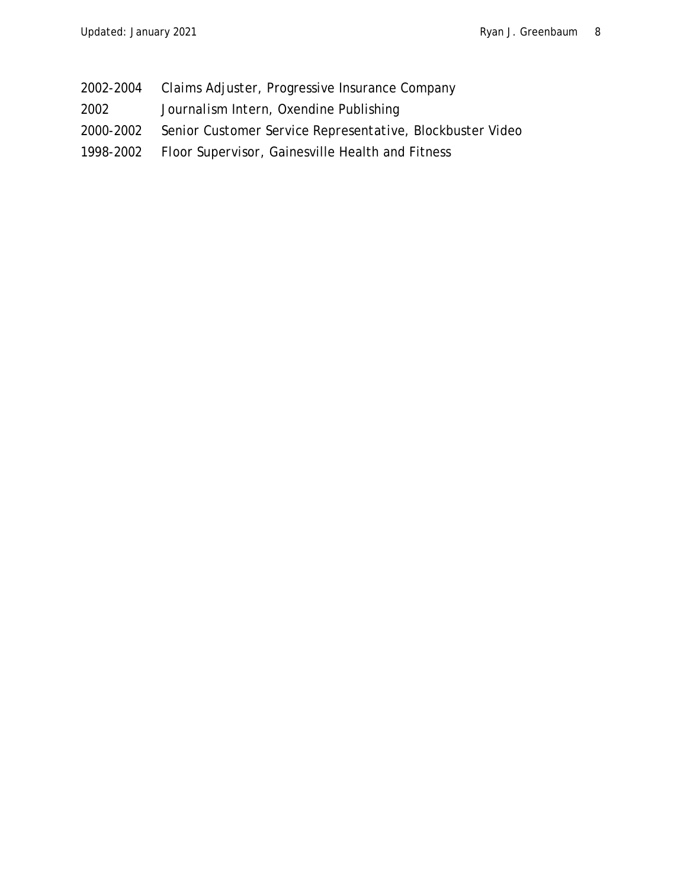2002-2004 Claims Adjuster, Progressive Insurance Company

2002 Journalism Intern, Oxendine Publishing

2000-2002 Senior Customer Service Representative, Blockbuster Video

1998-2002 Floor Supervisor, Gainesville Health and Fitness